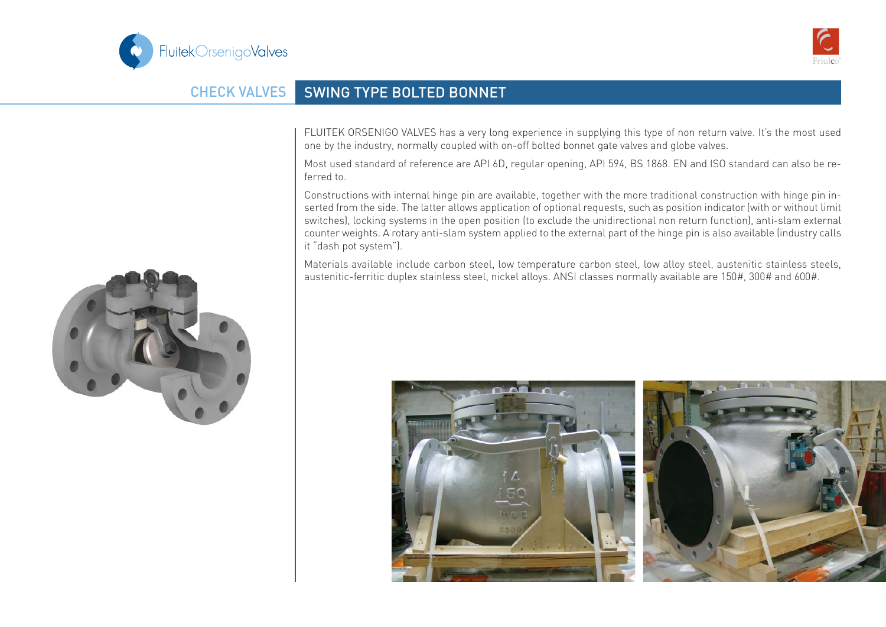## CHECK VALVES — SWING TYPE BOLTED BONNET

FLUITEK ORSENIGO VALVES has a very long experience in supplying this type of non return valve. It's the most used one by the industry, normally coupled with on-off bolted bonnet gate valves and globe valves.

Most used standard of reference are API 6D, regular opening, API 594, BS 1868. EN and ISO standard can also be referred to.

Constructions with internal hinge pin are available, together with the more traditional construction with hinge pin inserted from the side. The latter allows application of optional requests, such as position indicator (with or without limit switches), locking systems in the open position (to exclude the unidirectional non return function), anti-slam external counter weights. A rotary anti-slam system applied to the external part of the hinge pin is also available (industry calls it "dash pot system").

Materials available include carbon steel, low temperature carbon steel, low alloy steel, austenitic stainless steels, austenitic-ferritic duplex stainless steel, nickel alloys. ANSI classes normally available are 150#, 300# and 600#.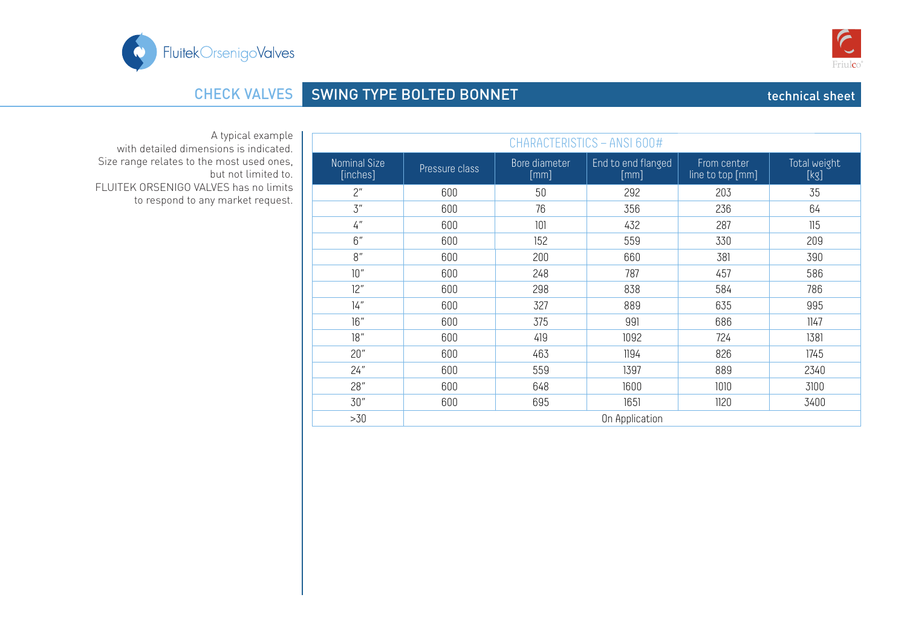# CHECK VALVES

## SWING TYPE BOLTED BONNET

technical sheet

A typical example with detailed dimensions is indicated. Size range relates to the most used ones, but not limited to. FLUITEK ORSENIGO VALVES has no limits to respond to any market request.

| CHARACTERISTICS – ANSI 600# | | | | | |
|---|---|---|---|---|---|
| Nominal Size [inches] | Pressure class | Bore diameter [mm] | End to end flanged [mm] | From center line to top [mm] | Total weight [kg] |
| 2" | 600 | 50 | 292 | 203 | 35 |
| 3" | 600 | 76 | 356 | 236 | 64 |
| 4" | 600 | 101 | 432 | 287 | 115 |
| 6" | 600 | 152 | 559 | 330 | 209 |
| 8" | 600 | 200 | 660 | 381 | 390 |
| 10" | 600 | 248 | 787 | 457 | 586 |
| 12" | 600 | 298 | 838 | 584 | 786 |
| 14" | 600 | 327 | 889 | 635 | 995 |
| 16" | 600 | 375 | 991 | 686 | 1147 |
| 18" | 600 | 419 | 1092 | 724 | 1381 |
| 20" | 600 | 463 | 1194 | 826 | 1745 |
| 24" | 600 | 559 | 1397 | 889 | 2340 |
| 28" | 600 | 648 | 1600 | 1010 | 3100 |
| 30" | 600 | 695 | 1651 | 1120 | 3400 |
| >30 | On Application | | | | |